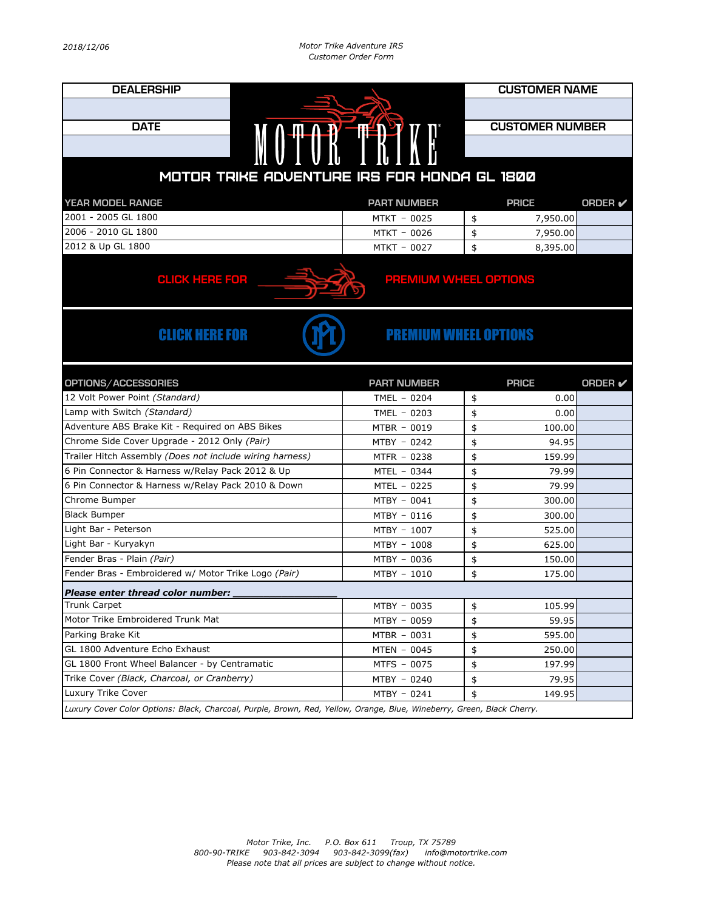2018/12/06

*Motor Trike Adventure IRS*
*Customer Order Form*

| DEALERSHIP | CUSTOMER NAME |
| --- | --- |
| | |
| **DATE** | **CUSTOMER NUMBER** |
| | |

MOTOR TRIKE

## MOTOR TRIKE ADVENTURE IRS FOR HONDA GL 1800

| YEAR MODEL RANGE | PART NUMBER | PRICE | ORDER ✔ |
| --- | --- | --- | --- |
| 2001 - 2005 GL 1800 | MTKT - 0025 | $ 7,950.00 | |
| 2006 - 2010 GL 1800 | MTKT - 0026 | $ 7,950.00 | |
| 2012 & Up GL 1800 | MTKT - 0027 | $ 8,395.00 | |

CLICK HERE FOR PREMIUM WHEEL OPTIONS

CLICK HERE FOR PREMIUM WHEEL OPTIONS

| OPTIONS/ACCESSORIES | PART NUMBER | PRICE | ORDER ✔ |
| --- | --- | --- | --- |
| 12 Volt Power Point *(Standard)* | TMEL - 0204 | $ 0.00 | |
| Lamp with Switch *(Standard)* | TMEL - 0203 | $ 0.00 | |
| Adventure ABS Brake Kit - Required on ABS Bikes | MTBR - 0019 | $ 100.00 | |
| Chrome Side Cover Upgrade - 2012 Only *(Pair)* | MTBY - 0242 | $ 94.95 | |
| Trailer Hitch Assembly *(Does not include wiring harness)* | MTFR - 0238 | $ 159.99 | |
| 6 Pin Connector & Harness w/Relay Pack 2012 & Up | MTEL - 0344 | $ 79.99 | |
| 6 Pin Connector & Harness w/Relay Pack 2010 & Down | MTEL - 0225 | $ 79.99 | |
| Chrome Bumper | MTBY - 0041 | $ 300.00 | |
| Black Bumper | MTBY - 0116 | $ 300.00 | |
| Light Bar - Peterson | MTBY - 1007 | $ 525.00 | |
| Light Bar - Kuryakyn | MTBY - 1008 | $ 625.00 | |
| Fender Bras - Plain *(Pair)* | MTBY - 0036 | $ 150.00 | |
| Fender Bras - Embroidered w/ Motor Trike Logo *(Pair)* | MTBY - 1010 | $ 175.00 | |
| ***Please enter thread color number: ___________________*** | | | |
| Trunk Carpet | MTBY - 0035 | $ 105.99 | |
| Motor Trike Embroidered Trunk Mat | MTBY - 0059 | $ 59.95 | |
| Parking Brake Kit | MTBR - 0031 | $ 595.00 | |
| GL 1800 Adventure Echo Exhaust | MTEN - 0045 | $ 250.00 | |
| GL 1800 Front Wheel Balancer - by Centramatic | MTFS - 0075 | $ 197.99 | |
| Trike Cover *(Black, Charcoal, or Cranberry)* | MTBY - 0240 | $ 79.95 | |
| Luxury Trike Cover | MTBY - 0241 | $ 149.95 | |

*Luxury Cover Color Options: Black, Charcoal, Purple, Brown, Red, Yellow, Orange, Blue, Wineberry, Green, Black Cherry.*

*Motor Trike, Inc. P.O. Box 611 Troup, TX 75789*
*800-90-TRIKE 903-842-3094 903-842-3099(fax) info@motortrike.com*
*Please note that all prices are subject to change without notice.*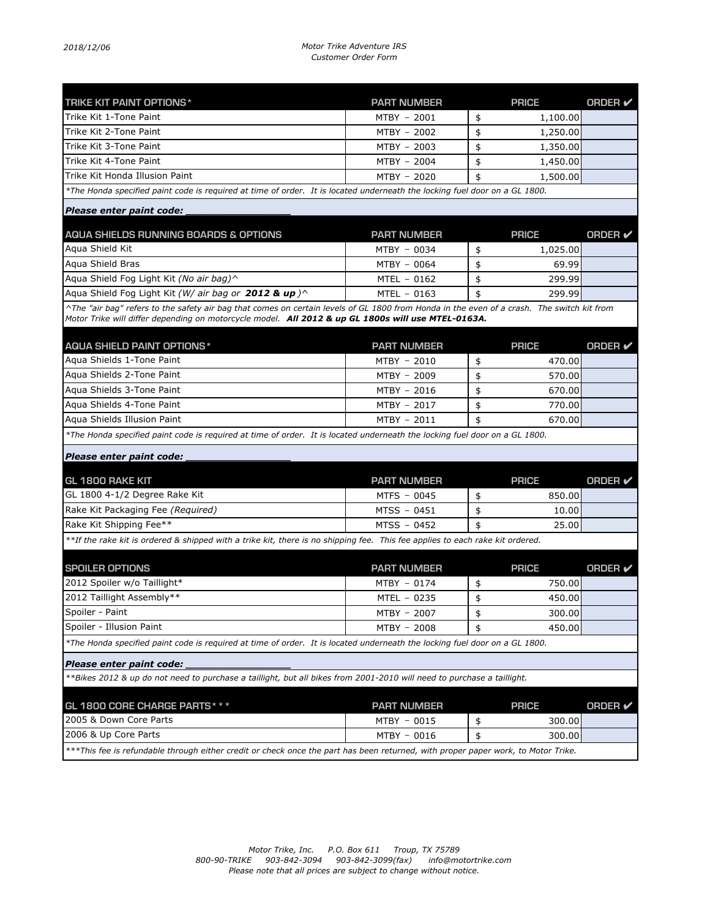| TRIKE KIT PAINT OPTIONS* | PART NUMBER | PRICE | ORDER ✔ |
|---|---|---|---|
| Trike Kit 1-Tone Paint | MTBY – 2001 | $ 1,100.00 | |
| Trike Kit 2-Tone Paint | MTBY – 2002 | $ 1,250.00 | |
| Trike Kit 3-Tone Paint | MTBY – 2003 | $ 1,350.00 | |
| Trike Kit 4-Tone Paint | MTBY – 2004 | $ 1,450.00 | |
| Trike Kit Honda Illusion Paint | MTBY – 2020 | $ 1,500.00 | |

*\*The Honda specified paint code is required at time of order. It is located underneath the locking fuel door on a GL 1800.*

***Please enter paint code: ___________________***

| AQUA SHIELDS RUNNING BOARDS & OPTIONS | PART NUMBER | PRICE | ORDER ✔ |
|---|---|---|---|
| Aqua Shield Kit | MTBY – 0034 | $ 1,025.00 | |
| Aqua Shield Bras | MTBY – 0064 | $ 69.99 | |
| Aqua Shield Fog Light Kit *(No air bag)*^ | MTEL – 0162 | $ 299.99 | |
| Aqua Shield Fog Light Kit *(W/ air bag or **2012 & up**)*^ | MTEL – 0163 | $ 299.99 | |

*^The "air bag" refers to the safety air bag that comes on certain levels of GL 1800 from Honda in the even of a crash. The switch kit from Motor Trike will differ depending on motorcycle model. **All 2012 & up GL 1800s will use MTEL-0163A.***

| AQUA SHIELD PAINT OPTIONS* | PART NUMBER | PRICE | ORDER ✔ |
|---|---|---|---|
| Aqua Shields 1-Tone Paint | MTBY – 2010 | $ 470.00 | |
| Aqua Shields 2-Tone Paint | MTBY – 2009 | $ 570.00 | |
| Aqua Shields 3-Tone Paint | MTBY – 2016 | $ 670.00 | |
| Aqua Shields 4-Tone Paint | MTBY – 2017 | $ 770.00 | |
| Aqua Shields Illusion Paint | MTBY – 2011 | $ 670.00 | |

*\*The Honda specified paint code is required at time of order. It is located underneath the locking fuel door on a GL 1800.*

***Please enter paint code: ___________________***

| GL 1800 RAKE KIT | PART NUMBER | PRICE | ORDER ✔ |
|---|---|---|---|
| GL 1800 4-1/2 Degree Rake Kit | MTFS – 0045 | $ 850.00 | |
| Rake Kit Packaging Fee *(Required)* | MTSS – 0451 | $ 10.00 | |
| Rake Kit Shipping Fee** | MTSS – 0452 | $ 25.00 | |

*\*\*If the rake kit is ordered & shipped with a trike kit, there is no shipping fee. This fee applies to each rake kit ordered.*

| SPOILER OPTIONS | PART NUMBER | PRICE | ORDER ✔ |
|---|---|---|---|
| 2012 Spoiler w/o Taillight* | MTBY – 0174 | $ 750.00 | |
| 2012 Taillight Assembly** | MTEL – 0235 | $ 450.00 | |
| Spoiler - Paint | MTBY – 2007 | $ 300.00 | |
| Spoiler - Illusion Paint | MTBY – 2008 | $ 450.00 | |

*\*The Honda specified paint code is required at time of order. It is located underneath the locking fuel door on a GL 1800.*

***Please enter paint code: ___________________***

*\*\*Bikes 2012 & up do not need to purchase a taillight, but all bikes from 2001-2010 will need to purchase a taillight.*

| GL 1800 CORE CHARGE PARTS*** | PART NUMBER | PRICE | ORDER ✔ |
|---|---|---|---|
| 2005 & Down Core Parts | MTBY – 0015 | $ 300.00 | |
| 2006 & Up Core Parts | MTBY – 0016 | $ 300.00 | |

*\*\*\*This fee is refundable through either credit or check once the part has been returned, with proper paper work, to Motor Trike.*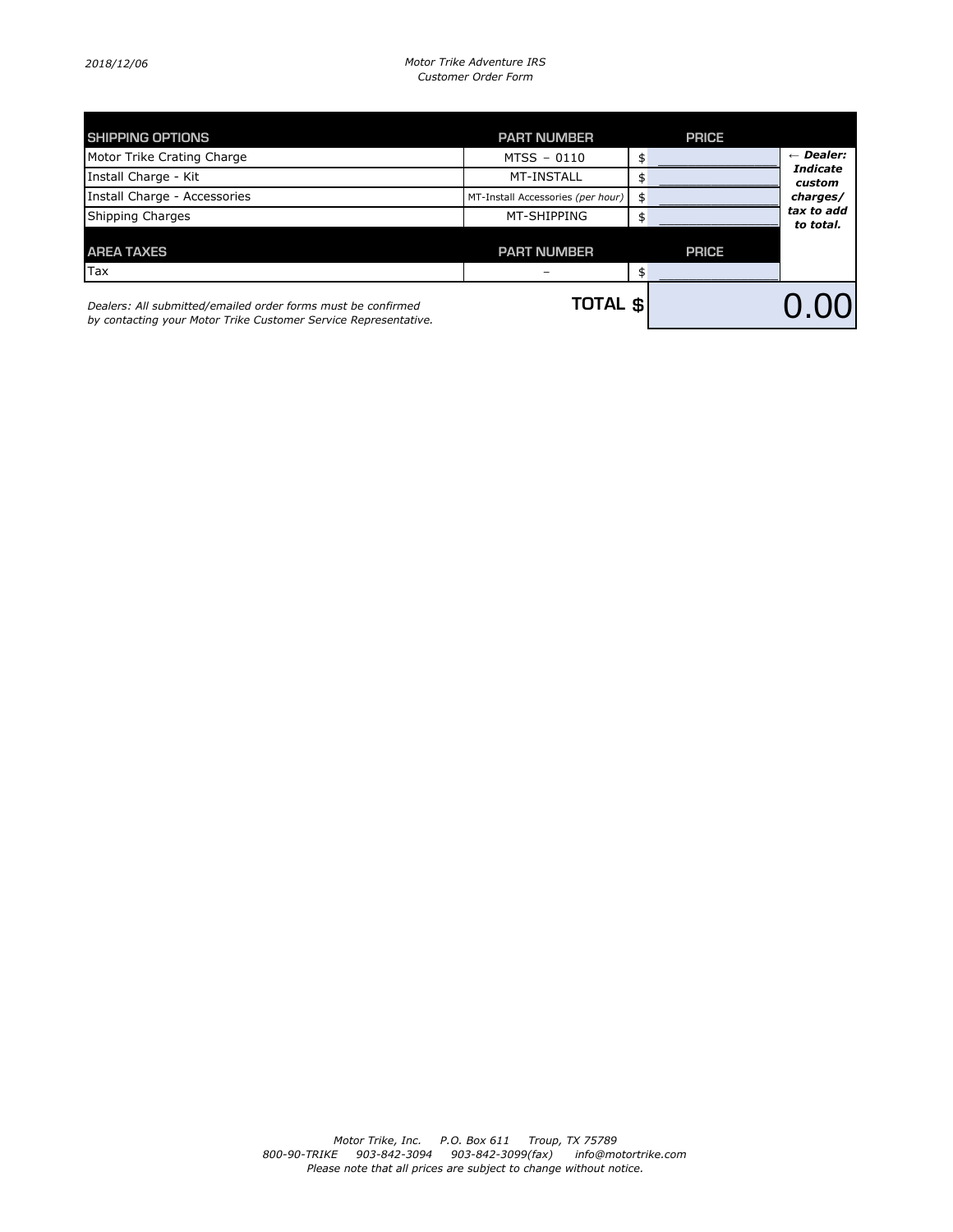| SHIPPING OPTIONS | PART NUMBER | PRICE | |
|---|---|---|---|
| Motor Trike Crating Charge | MTSS – 0110 | $ _______________ | ← ***Dealer: Indicate custom charges/ tax to add to total.*** |
| Install Charge - Kit | MT-INSTALL | $ _______________ | |
| Install Charge - Accessories | MT-Install Accessories *(per hour)* | $ _______________ | |
| Shipping Charges | MT-SHIPPING | $ _______________ | |
| **AREA TAXES** | **PART NUMBER** | **PRICE** | |
| Tax | – | $ _______________ | |

*Dealers: All submitted/emailed order forms must be confirmed by contacting your Motor Trike Customer Service Representative.*

**TOTAL $** 0.00

*Motor Trike, Inc. P.O. Box 611 Troup, TX 75789*
*800-90-TRIKE 903-842-3094 903-842-3099(fax) info@motortrike.com*
*Please note that all prices are subject to change without notice.*